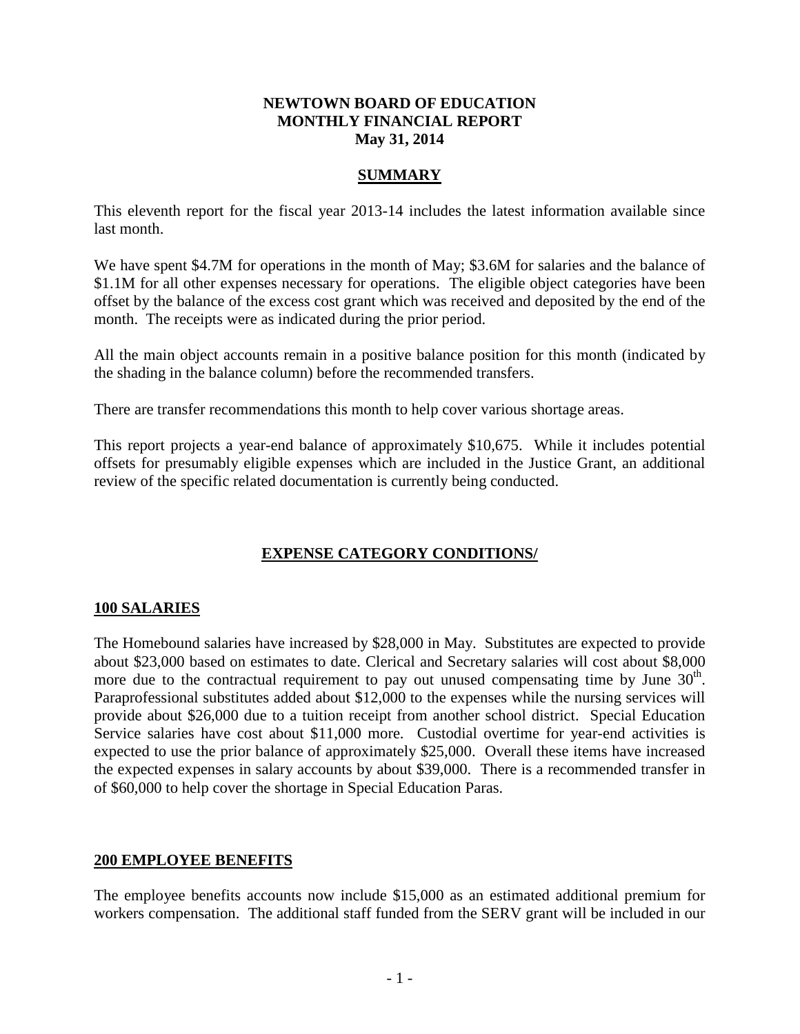# NEWTOWN BOARD OF EDUCATION
# MONTHLY FINANCIAL REPORT
# May 31, 2014

## SUMMARY

This eleventh report for the fiscal year 2013-14 includes the latest information available since last month.

We have spent \$4.7M for operations in the month of May; \$3.6M for salaries and the balance of \$1.1M for all other expenses necessary for operations. The eligible object categories have been offset by the balance of the excess cost grant which was received and deposited by the end of the month. The receipts were as indicated during the prior period.

All the main object accounts remain in a positive balance position for this month (indicated by the shading in the balance column) before the recommended transfers.

There are transfer recommendations this month to help cover various shortage areas.

This report projects a year-end balance of approximately \$10,675. While it includes potential offsets for presumably eligible expenses which are included in the Justice Grant, an additional review of the specific related documentation is currently being conducted.

## EXPENSE CATEGORY CONDITIONS/

### 100 SALARIES

The Homebound salaries have increased by \$28,000 in May. Substitutes are expected to provide about \$23,000 based on estimates to date. Clerical and Secretary salaries will cost about \$8,000 more due to the contractual requirement to pay out unused compensating time by June 30th. Paraprofessional substitutes added about \$12,000 to the expenses while the nursing services will provide about \$26,000 due to a tuition receipt from another school district. Special Education Service salaries have cost about \$11,000 more. Custodial overtime for year-end activities is expected to use the prior balance of approximately \$25,000. Overall these items have increased the expected expenses in salary accounts by about \$39,000. There is a recommended transfer in of \$60,000 to help cover the shortage in Special Education Paras.

### 200 EMPLOYEE BENEFITS

The employee benefits accounts now include \$15,000 as an estimated additional premium for workers compensation. The additional staff funded from the SERV grant will be included in our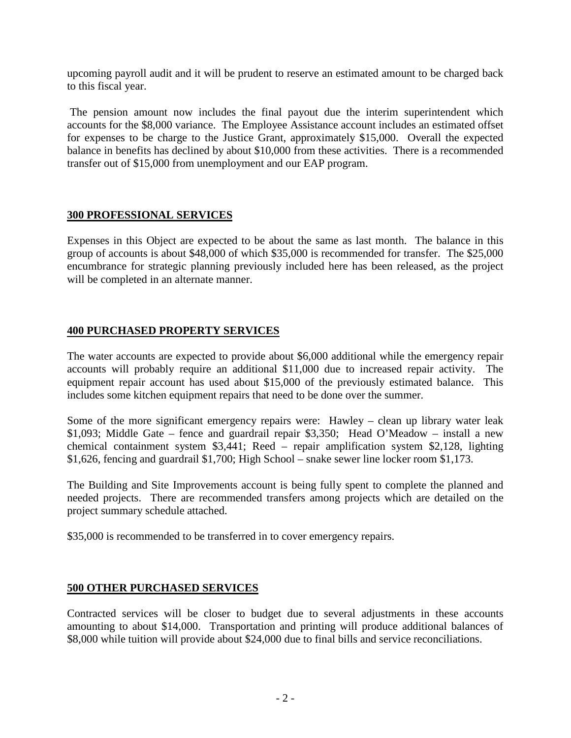upcoming payroll audit and it will be prudent to reserve an estimated amount to be charged back to this fiscal year.

The pension amount now includes the final payout due the interim superintendent which accounts for the \$8,000 variance. The Employee Assistance account includes an estimated offset for expenses to be charge to the Justice Grant, approximately \$15,000. Overall the expected balance in benefits has declined by about \$10,000 from these activities. There is a recommended transfer out of \$15,000 from unemployment and our EAP program.

## **300 PROFESSIONAL SERVICES**

Expenses in this Object are expected to be about the same as last month. The balance in this group of accounts is about \$48,000 of which \$35,000 is recommended for transfer. The \$25,000 encumbrance for strategic planning previously included here has been released, as the project will be completed in an alternate manner.

## **400 PURCHASED PROPERTY SERVICES**

The water accounts are expected to provide about \$6,000 additional while the emergency repair accounts will probably require an additional \$11,000 due to increased repair activity. The equipment repair account has used about \$15,000 of the previously estimated balance. This includes some kitchen equipment repairs that need to be done over the summer.

Some of the more significant emergency repairs were: Hawley – clean up library water leak \$1,093; Middle Gate – fence and guardrail repair \$3,350; Head O'Meadow – install a new chemical containment system \$3,441; Reed – repair amplification system \$2,128, lighting \$1,626, fencing and guardrail \$1,700; High School – snake sewer line locker room \$1,173.

The Building and Site Improvements account is being fully spent to complete the planned and needed projects. There are recommended transfers among projects which are detailed on the project summary schedule attached.

\$35,000 is recommended to be transferred in to cover emergency repairs.

## **500 OTHER PURCHASED SERVICES**

Contracted services will be closer to budget due to several adjustments in these accounts amounting to about \$14,000. Transportation and printing will produce additional balances of \$8,000 while tuition will provide about \$24,000 due to final bills and service reconciliations.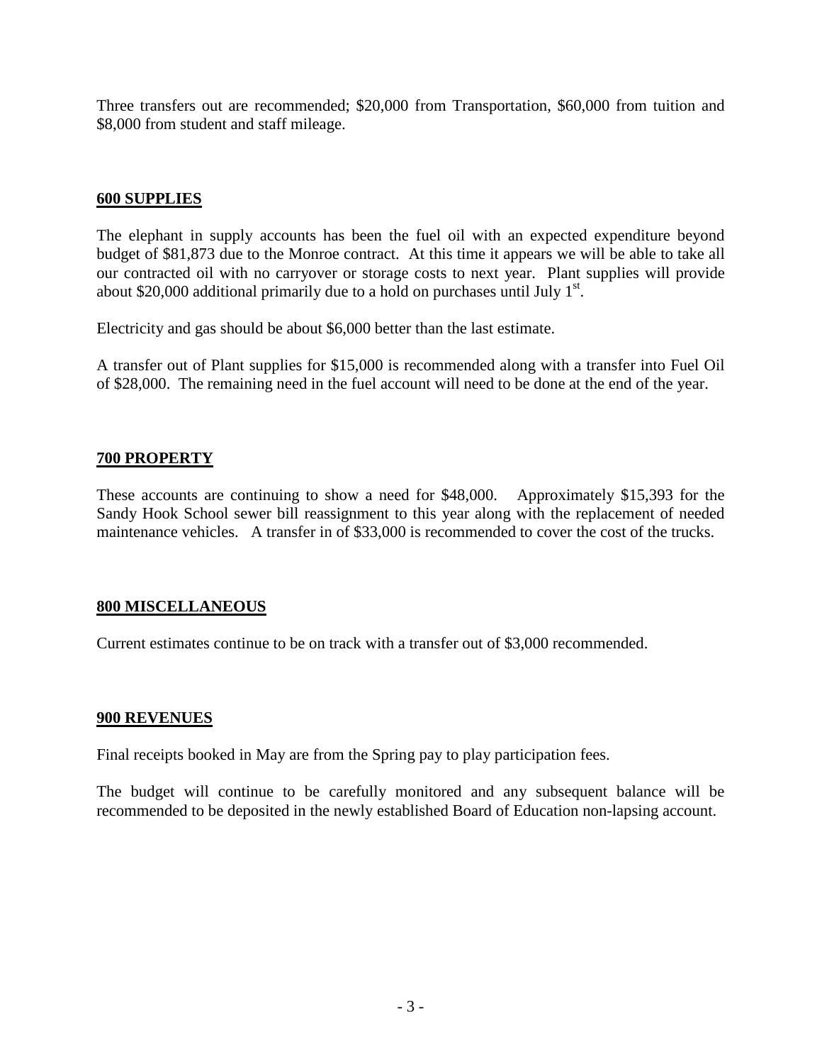Three transfers out are recommended; $20,000 from Transportation, $60,000 from tuition and $8,000 from student and staff mileage.

**600 SUPPLIES**

The elephant in supply accounts has been the fuel oil with an expected expenditure beyond budget of $81,873 due to the Monroe contract. At this time it appears we will be able to take all our contracted oil with no carryover or storage costs to next year. Plant supplies will provide about $20,000 additional primarily due to a hold on purchases until July 1st.

Electricity and gas should be about $6,000 better than the last estimate.

A transfer out of Plant supplies for $15,000 is recommended along with a transfer into Fuel Oil of $28,000. The remaining need in the fuel account will need to be done at the end of the year.

**700 PROPERTY**

These accounts are continuing to show a need for $48,000. Approximately $15,393 for the Sandy Hook School sewer bill reassignment to this year along with the replacement of needed maintenance vehicles. A transfer in of $33,000 is recommended to cover the cost of the trucks.

**800 MISCELLANEOUS**

Current estimates continue to be on track with a transfer out of $3,000 recommended.

**900 REVENUES**

Final receipts booked in May are from the Spring pay to play participation fees.

The budget will continue to be carefully monitored and any subsequent balance will be recommended to be deposited in the newly established Board of Education non-lapsing account.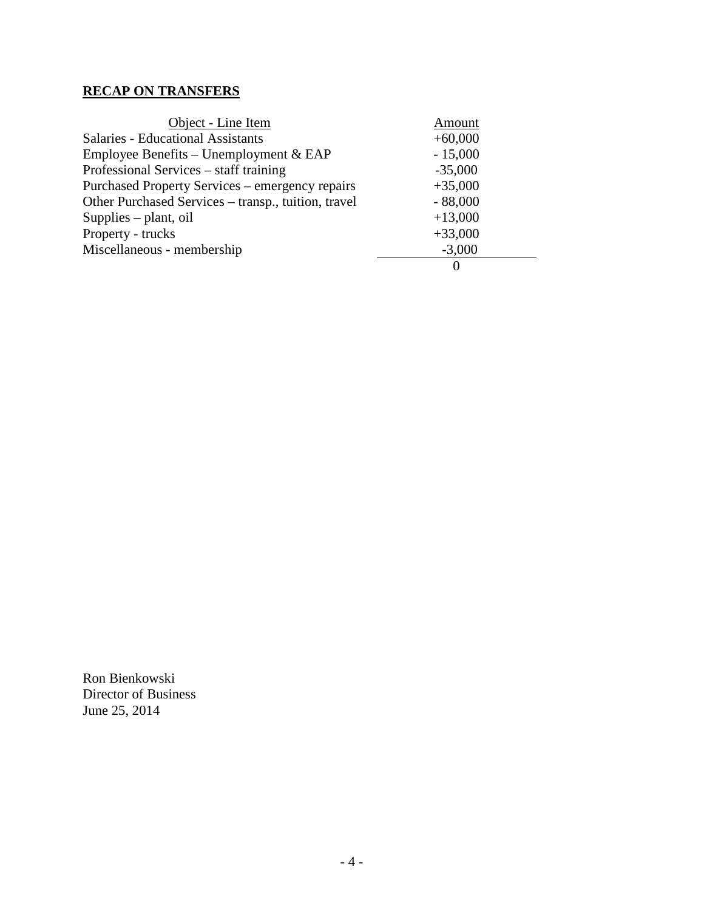## RECAP ON TRANSFERS

| Object - Line Item | Amount |
|---|---|
| Salaries - Educational Assistants | +60,000 |
| Employee Benefits – Unemployment & EAP | - 15,000 |
| Professional Services – staff training | -35,000 |
| Purchased Property Services – emergency repairs | +35,000 |
| Other Purchased Services – transp., tuition, travel | - 88,000 |
| Supplies – plant, oil | +13,000 |
| Property - trucks | +33,000 |
| Miscellaneous - membership | -3,000 |
| | 0 |

Ron Bienkowski
Director of Business
June 25, 2014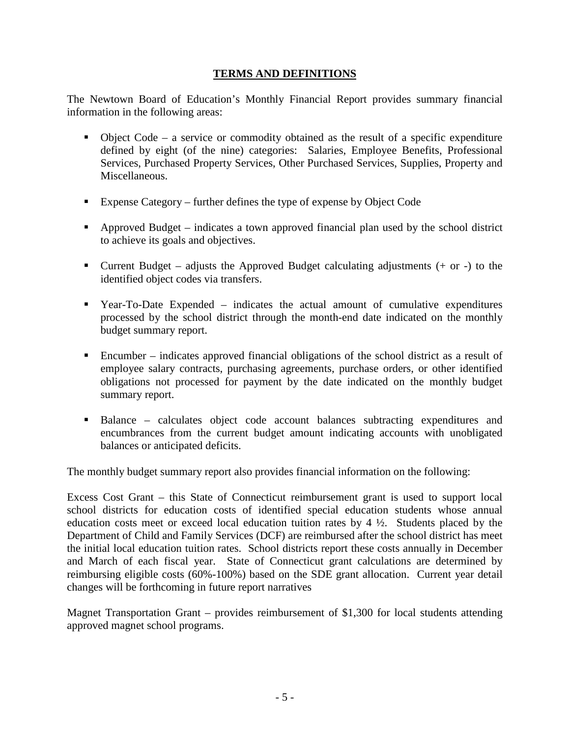## TERMS AND DEFINITIONS

The Newtown Board of Education's Monthly Financial Report provides summary financial information in the following areas:

- Object Code – a service or commodity obtained as the result of a specific expenditure defined by eight (of the nine) categories: Salaries, Employee Benefits, Professional Services, Purchased Property Services, Other Purchased Services, Supplies, Property and Miscellaneous.
- Expense Category – further defines the type of expense by Object Code
- Approved Budget – indicates a town approved financial plan used by the school district to achieve its goals and objectives.
- Current Budget – adjusts the Approved Budget calculating adjustments (+ or -) to the identified object codes via transfers.
- Year-To-Date Expended – indicates the actual amount of cumulative expenditures processed by the school district through the month-end date indicated on the monthly budget summary report.
- Encumber – indicates approved financial obligations of the school district as a result of employee salary contracts, purchasing agreements, purchase orders, or other identified obligations not processed for payment by the date indicated on the monthly budget summary report.
- Balance – calculates object code account balances subtracting expenditures and encumbrances from the current budget amount indicating accounts with unobligated balances or anticipated deficits.

The monthly budget summary report also provides financial information on the following:

Excess Cost Grant – this State of Connecticut reimbursement grant is used to support local school districts for education costs of identified special education students whose annual education costs meet or exceed local education tuition rates by 4 ½. Students placed by the Department of Child and Family Services (DCF) are reimbursed after the school district has meet the initial local education tuition rates. School districts report these costs annually in December and March of each fiscal year. State of Connecticut grant calculations are determined by reimbursing eligible costs (60%-100%) based on the SDE grant allocation. Current year detail changes will be forthcoming in future report narratives

Magnet Transportation Grant – provides reimbursement of $1,300 for local students attending approved magnet school programs.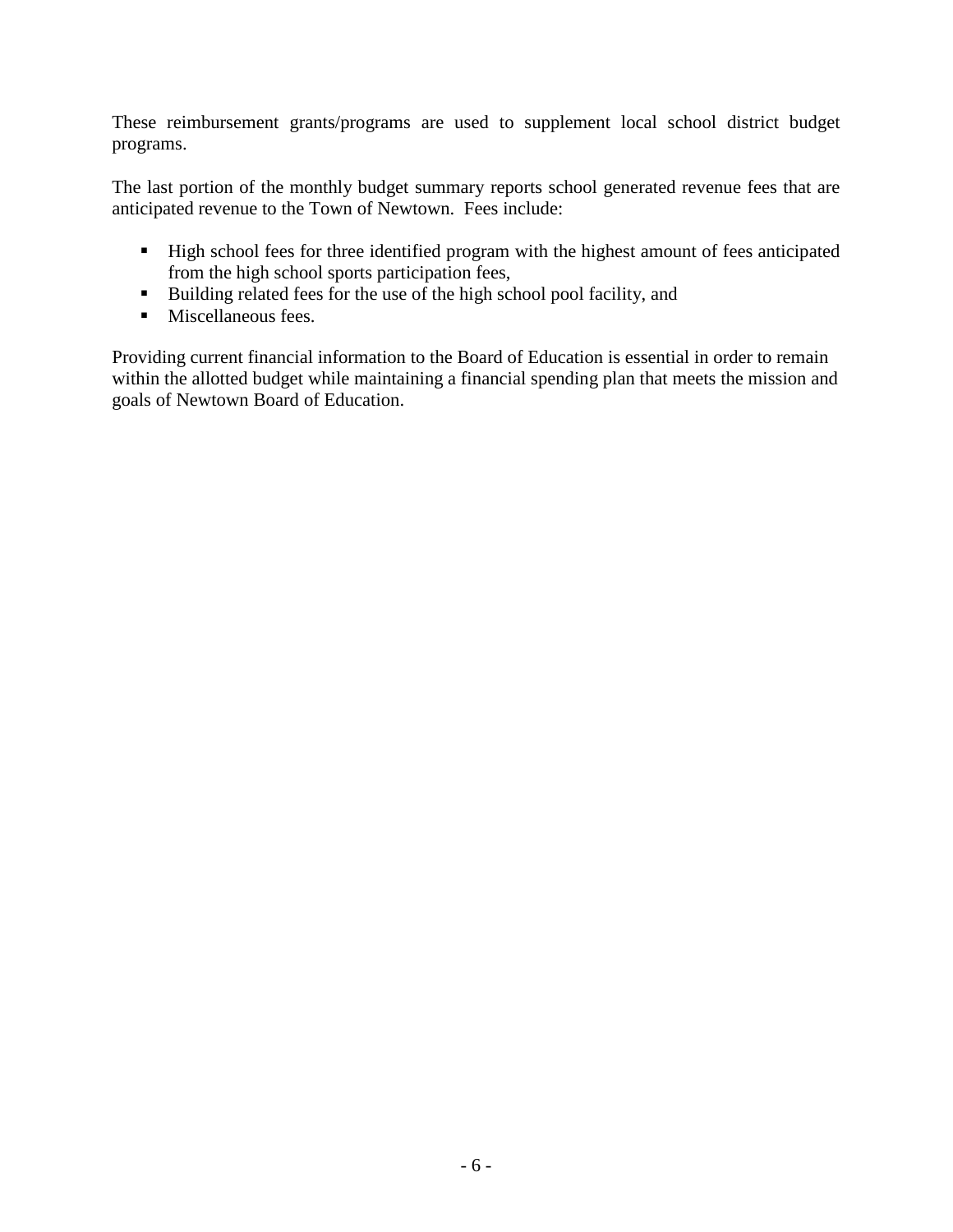These reimbursement grants/programs are used to supplement local school district budget programs.

The last portion of the monthly budget summary reports school generated revenue fees that are anticipated revenue to the Town of Newtown. Fees include:

- High school fees for three identified program with the highest amount of fees anticipated from the high school sports participation fees,
- Building related fees for the use of the high school pool facility, and
- Miscellaneous fees.

Providing current financial information to the Board of Education is essential in order to remain within the allotted budget while maintaining a financial spending plan that meets the mission and goals of Newtown Board of Education.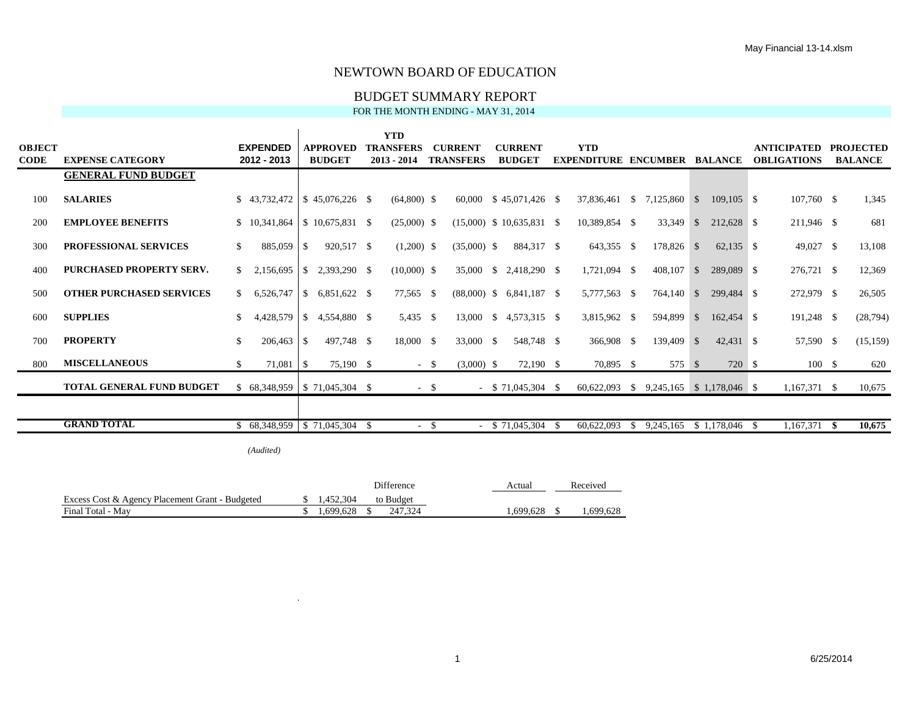# NEWTOWN BOARD OF EDUCATION

## BUDGET SUMMARY REPORT

FOR THE MONTH ENDING - MAY 31, 2014

| OBJECT CODE | EXPENSE CATEGORY | EXPENDED 2012 - 2013 | APPROVED BUDGET | YTD TRANSFERS 2013 - 2014 | CURRENT TRANSFERS | CURRENT BUDGET | YTD EXPENDITURE | ENCUMBER | BALANCE | ANTICIPATED OBLIGATIONS | PROJECTED BALANCE |
|---|---|---|---|---|---|---|---|---|---|---|---|
| | **GENERAL FUND BUDGET** | | | | | | | | | | |
| 100 | **SALARIES** | $ 43,732,472 | $ 45,076,226 | $ (64,800) | $ 60,000 | $ 45,071,426 | $ 37,836,461 | $ 7,125,860 | $ 109,105 | $ 107,760 | $ 1,345 |
| 200 | **EMPLOYEE BENEFITS** | $ 10,341,864 | $ 10,675,831 | $ (25,000) | $ (15,000) | $ 10,635,831 | $ 10,389,854 | $ 33,349 | $ 212,628 | $ 211,946 | $ 681 |
| 300 | **PROFESSIONAL SERVICES** | $ 885,059 | $ 920,517 | $ (1,200) | $ (35,000) | $ 884,317 | $ 643,355 | $ 178,826 | $ 62,135 | $ 49,027 | $ 13,108 |
| 400 | **PURCHASED PROPERTY SERV.** | $ 2,156,695 | $ 2,393,290 | $ (10,000) | $ 35,000 | $ 2,418,290 | $ 1,721,094 | $ 408,107 | $ 289,089 | $ 276,721 | $ 12,369 |
| 500 | **OTHER PURCHASED SERVICES** | $ 6,526,747 | $ 6,851,622 | $ 77,565 | $ (88,000) | $ 6,841,187 | $ 5,777,563 | $ 764,140 | $ 299,484 | $ 272,979 | $ 26,505 |
| 600 | **SUPPLIES** | $ 4,428,579 | $ 4,554,880 | $ 5,435 | $ 13,000 | $ 4,573,315 | $ 3,815,962 | $ 594,899 | $ 162,454 | $ 191,248 | $ (28,794) |
| 700 | **PROPERTY** | $ 206,463 | $ 497,748 | $ 18,000 | $ 33,000 | $ 548,748 | $ 366,908 | $ 139,409 | $ 42,431 | $ 57,590 | $ (15,159) |
| 800 | **MISCELLANEOUS** | $ 71,081 | $ 75,190 | $ - | $ (3,000) | $ 72,190 | $ 70,895 | $ 575 | $ 720 | $ 100 | $ 620 |
| | **TOTAL GENERAL FUND BUDGET** | $ 68,348,959 | $ 71,045,304 | $ - | $ - | $ 71,045,304 | $ 60,622,093 | $ 9,245,165 | $ 1,178,046 | $ 1,167,371 | $ 10,675 |
| | | | | | | | | | | | |
| | **GRAND TOTAL** | $ 68,348,959 | $ 71,045,304 | $ - | $ - | $ 71,045,304 | $ 60,622,093 | $ 9,245,165 | $ 1,178,046 | $ 1,167,371 | **$ 10,675** |

*(Audited)*

| | | Difference to Budget | Actual | Received |
|---|---|---|---|---|
| Excess Cost & Agency Placement Grant - Budgeted | $ 1,452,304 | | | |
| Final Total - May | $ 1,699,628 | $ 247,324 | 1,699,628 | $ 1,699,628 |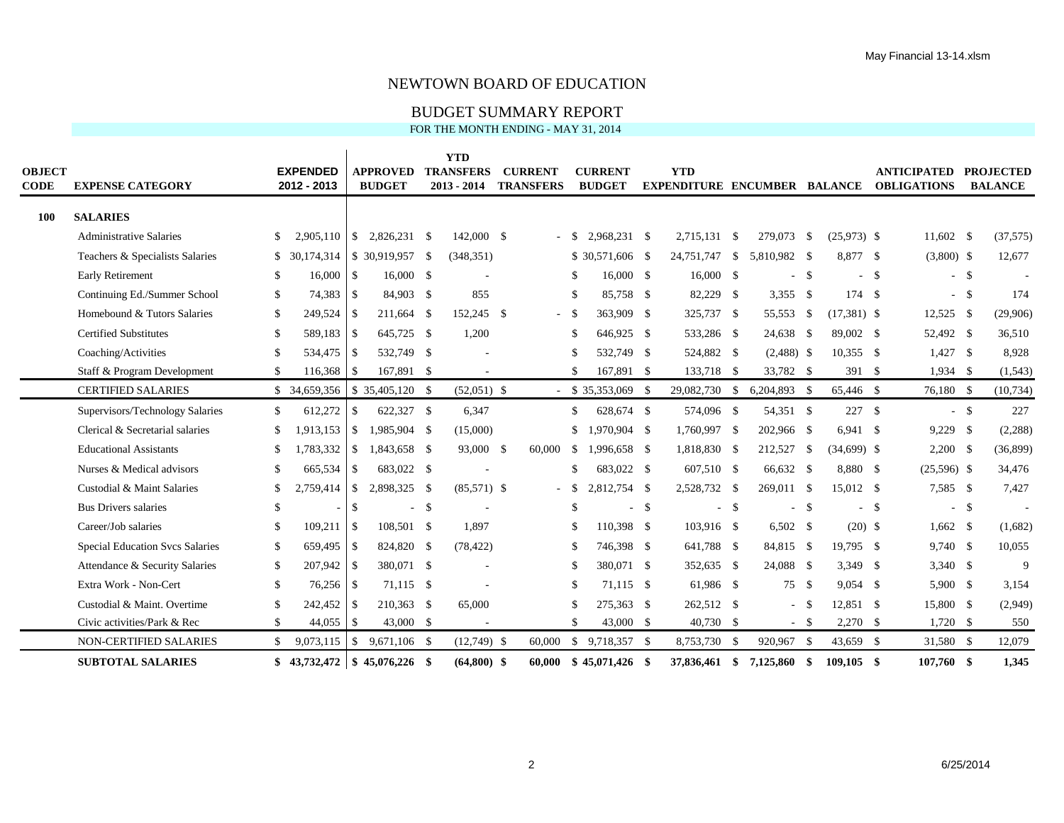# NEWTOWN BOARD OF EDUCATION

## BUDGET SUMMARY REPORT

FOR THE MONTH ENDING - MAY 31, 2014

| OBJECT CODE | EXPENSE CATEGORY | EXPENDED 2012 - 2013 | APPROVED BUDGET | YTD TRANSFERS 2013 - 2014 | CURRENT TRANSFERS | CURRENT BUDGET | YTD EXPENDITURE | ENCUMBER | BALANCE | ANTICIPATED OBLIGATIONS | PROJECTED BALANCE |
|---|---|---|---|---|---|---|---|---|---|---|---|
| **100** | **SALARIES** | | | | | | | | | | |
| | Administrative Salaries | $ 2,905,110 | $ 2,826,231 | $ 142,000 | $ - | $ 2,968,231 | $ 2,715,131 | $ 279,073 | $ (25,973) | $ 11,602 | $ (37,575) |
| | Teachers & Specialists Salaries | $ 30,174,314 | $ 30,919,957 | $ (348,351) | | $ 30,571,606 | $ 24,751,747 | $ 5,810,982 | $ 8,877 | $ (3,800) | $ 12,677 |
| | Early Retirement | $ 16,000 | $ 16,000 | $ - | | $ 16,000 | $ 16,000 | $ - | $ - | $ - | $ - |
| | Continuing Ed./Summer School | $ 74,383 | $ 84,903 | $ 855 | | $ 85,758 | $ 82,229 | $ 3,355 | $ 174 | $ - | $ 174 |
| | Homebound & Tutors Salaries | $ 249,524 | $ 211,664 | $ 152,245 | $ - | $ 363,909 | $ 325,737 | $ 55,553 | $ (17,381) | $ 12,525 | $ (29,906) |
| | Certified Substitutes | $ 589,183 | $ 645,725 | $ 1,200 | | $ 646,925 | $ 533,286 | $ 24,638 | $ 89,002 | $ 52,492 | $ 36,510 |
| | Coaching/Activities | $ 534,475 | $ 532,749 | $ - | | $ 532,749 | $ 524,882 | $ (2,488) | $ 10,355 | $ 1,427 | $ 8,928 |
| | Staff & Program Development | $ 116,368 | $ 167,891 | $ - | | $ 167,891 | $ 133,718 | $ 33,782 | $ 391 | $ 1,934 | $ (1,543) |
| | CERTIFIED SALARIES | $ 34,659,356 | $ 35,405,120 | $ (52,051) | $ - | $ 35,353,069 | $ 29,082,730 | $ 6,204,893 | $ 65,446 | $ 76,180 | $ (10,734) |
| | Supervisors/Technology Salaries | $ 612,272 | $ 622,327 | $ 6,347 | | $ 628,674 | $ 574,096 | $ 54,351 | $ 227 | $ - | $ 227 |
| | Clerical & Secretarial salaries | $ 1,913,153 | $ 1,985,904 | $ (15,000) | | $ 1,970,904 | $ 1,760,997 | $ 202,966 | $ 6,941 | $ 9,229 | $ (2,288) |
| | Educational Assistants | $ 1,783,332 | $ 1,843,658 | $ 93,000 | $ 60,000 | $ 1,996,658 | $ 1,818,830 | $ 212,527 | $ (34,699) | $ 2,200 | $ (36,899) |
| | Nurses & Medical advisors | $ 665,534 | $ 683,022 | $ - | | $ 683,022 | $ 607,510 | $ 66,632 | $ 8,880 | $ (25,596) | $ 34,476 |
| | Custodial & Maint Salaries | $ 2,759,414 | $ 2,898,325 | $ (85,571) | $ - | $ 2,812,754 | $ 2,528,732 | $ 269,011 | $ 15,012 | $ 7,585 | $ 7,427 |
| | Bus Drivers salaries | $ - | $ - | $ - | | $ - | $ - | $ - | $ - | $ - | $ - |
| | Career/Job salaries | $ 109,211 | $ 108,501 | $ 1,897 | | $ 110,398 | $ 103,916 | $ 6,502 | $ (20) | $ 1,662 | $ (1,682) |
| | Special Education Svcs Salaries | $ 659,495 | $ 824,820 | $ (78,422) | | $ 746,398 | $ 641,788 | $ 84,815 | $ 19,795 | $ 9,740 | $ 10,055 |
| | Attendance & Security Salaries | $ 207,942 | $ 380,071 | $ - | | $ 380,071 | $ 352,635 | $ 24,088 | $ 3,349 | $ 3,340 | $ 9 |
| | Extra Work - Non-Cert | $ 76,256 | $ 71,115 | $ - | | $ 71,115 | $ 61,986 | $ 75 | $ 9,054 | $ 5,900 | $ 3,154 |
| | Custodial & Maint. Overtime | $ 242,452 | $ 210,363 | $ 65,000 | | $ 275,363 | $ 262,512 | $ - | $ 12,851 | $ 15,800 | $ (2,949) |
| | Civic activities/Park & Rec | $ 44,055 | $ 43,000 | $ - | | $ 43,000 | $ 40,730 | $ - | $ 2,270 | $ 1,720 | $ 550 |
| | NON-CERTIFIED SALARIES | $ 9,073,115 | $ 9,671,106 | $ (12,749) | $ 60,000 | $ 9,718,357 | $ 8,753,730 | $ 920,967 | $ 43,659 | $ 31,580 | $ 12,079 |
| | **SUBTOTAL SALARIES** | **$ 43,732,472** | **$ 45,076,226** | **$ (64,800)** | **$ 60,000** | **$ 45,071,426** | **$ 37,836,461** | **$ 7,125,860** | **$ 109,105** | **$ 107,760** | **$ 1,345** |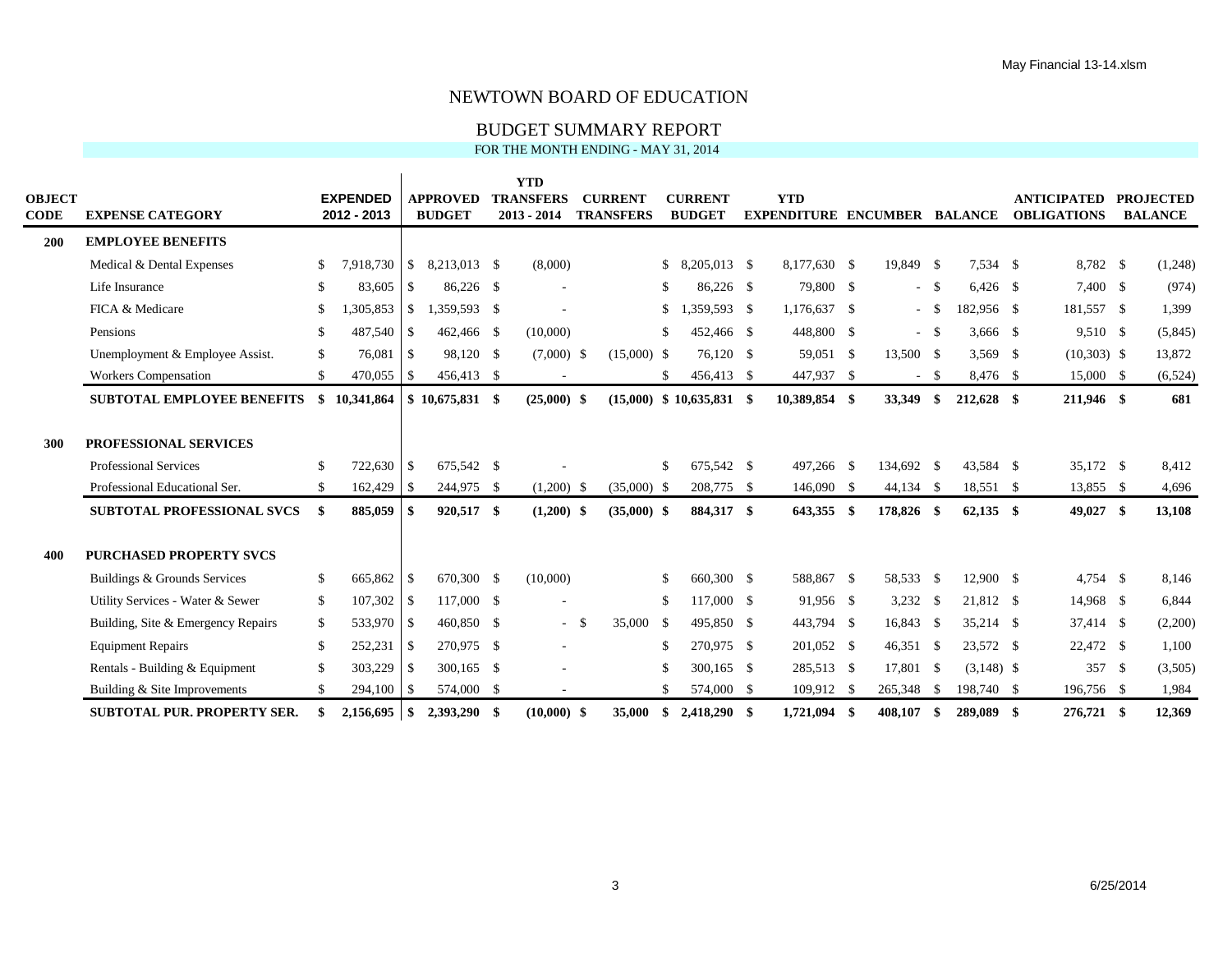# NEWTOWN BOARD OF EDUCATION

## BUDGET SUMMARY REPORT

FOR THE MONTH ENDING - MAY 31, 2014

| OBJECT CODE | EXPENSE CATEGORY | EXPENDED 2012 - 2013 | APPROVED BUDGET | YTD TRANSFERS 2013 - 2014 | CURRENT TRANSFERS | CURRENT BUDGET | YTD EXPENDITURE | ENCUMBER | BALANCE | ANTICIPATED OBLIGATIONS | PROJECTED BALANCE |
|---|---|---|---|---|---|---|---|---|---|---|---|
| **200** | **EMPLOYEE BENEFITS** | | | | | | | | | | |
| | Medical & Dental Expenses | $ 7,918,730 | $ 8,213,013 | $ (8,000) | | $ 8,205,013 | $ 8,177,630 | $ 19,849 | $ 7,534 | $ 8,782 | $ (1,248) |
| | Life Insurance | $ 83,605 | $ 86,226 | $ - | | $ 86,226 | $ 79,800 | $ - | $ 6,426 | $ 7,400 | $ (974) |
| | FICA & Medicare | $ 1,305,853 | $ 1,359,593 | $ - | | $ 1,359,593 | $ 1,176,637 | $ - | $ 182,956 | $ 181,557 | $ 1,399 |
| | Pensions | $ 487,540 | $ 462,466 | $ (10,000) | | $ 452,466 | $ 448,800 | $ - | $ 3,666 | $ 9,510 | $ (5,845) |
| | Unemployment & Employee Assist. | $ 76,081 | $ 98,120 | $ (7,000) | $ (15,000) | $ 76,120 | $ 59,051 | $ 13,500 | $ 3,569 | $ (10,303) | $ 13,872 |
| | Workers Compensation | $ 470,055 | $ 456,413 | $ - | | $ 456,413 | $ 447,937 | $ - | $ 8,476 | $ 15,000 | $ (6,524) |
| | **SUBTOTAL EMPLOYEE BENEFITS** | **$ 10,341,864** | **$ 10,675,831** | **$ (25,000)** | **$ (15,000)** | **$ 10,635,831** | **$ 10,389,854** | **$ 33,349** | **$ 212,628** | **$ 211,946** | **$ 681** |
| **300** | **PROFESSIONAL SERVICES** | | | | | | | | | | |
| | Professional Services | $ 722,630 | $ 675,542 | $ - | | $ 675,542 | $ 497,266 | $ 134,692 | $ 43,584 | $ 35,172 | $ 8,412 |
| | Professional Educational Ser. | $ 162,429 | $ 244,975 | $ (1,200) | $ (35,000) | $ 208,775 | $ 146,090 | $ 44,134 | $ 18,551 | $ 13,855 | $ 4,696 |
| | **SUBTOTAL PROFESSIONAL SVCS** | **$ 885,059** | **$ 920,517** | **$ (1,200)** | **$ (35,000)** | **$ 884,317** | **$ 643,355** | **$ 178,826** | **$ 62,135** | **$ 49,027** | **$ 13,108** |
| **400** | **PURCHASED PROPERTY SVCS** | | | | | | | | | | |
| | Buildings & Grounds Services | $ 665,862 | $ 670,300 | $ (10,000) | | $ 660,300 | $ 588,867 | $ 58,533 | $ 12,900 | $ 4,754 | $ 8,146 |
| | Utility Services - Water & Sewer | $ 107,302 | $ 117,000 | $ - | | $ 117,000 | $ 91,956 | $ 3,232 | $ 21,812 | $ 14,968 | $ 6,844 |
| | Building, Site & Emergency Repairs | $ 533,970 | $ 460,850 | $ - | $ 35,000 | $ 495,850 | $ 443,794 | $ 16,843 | $ 35,214 | $ 37,414 | $ (2,200) |
| | Equipment Repairs | $ 252,231 | $ 270,975 | $ - | | $ 270,975 | $ 201,052 | $ 46,351 | $ 23,572 | $ 22,472 | $ 1,100 |
| | Rentals - Building & Equipment | $ 303,229 | $ 300,165 | $ - | | $ 300,165 | $ 285,513 | $ 17,801 | $ (3,148) | $ 357 | $ (3,505) |
| | Building & Site Improvements | $ 294,100 | $ 574,000 | $ - | | $ 574,000 | $ 109,912 | $ 265,348 | $ 198,740 | $ 196,756 | $ 1,984 |
| | **SUBTOTAL PUR. PROPERTY SER.** | **$ 2,156,695** | **$ 2,393,290** | **$ (10,000)** | **$ 35,000** | **$ 2,418,290** | **$ 1,721,094** | **$ 408,107** | **$ 289,089** | **$ 276,721** | **$ 12,369** |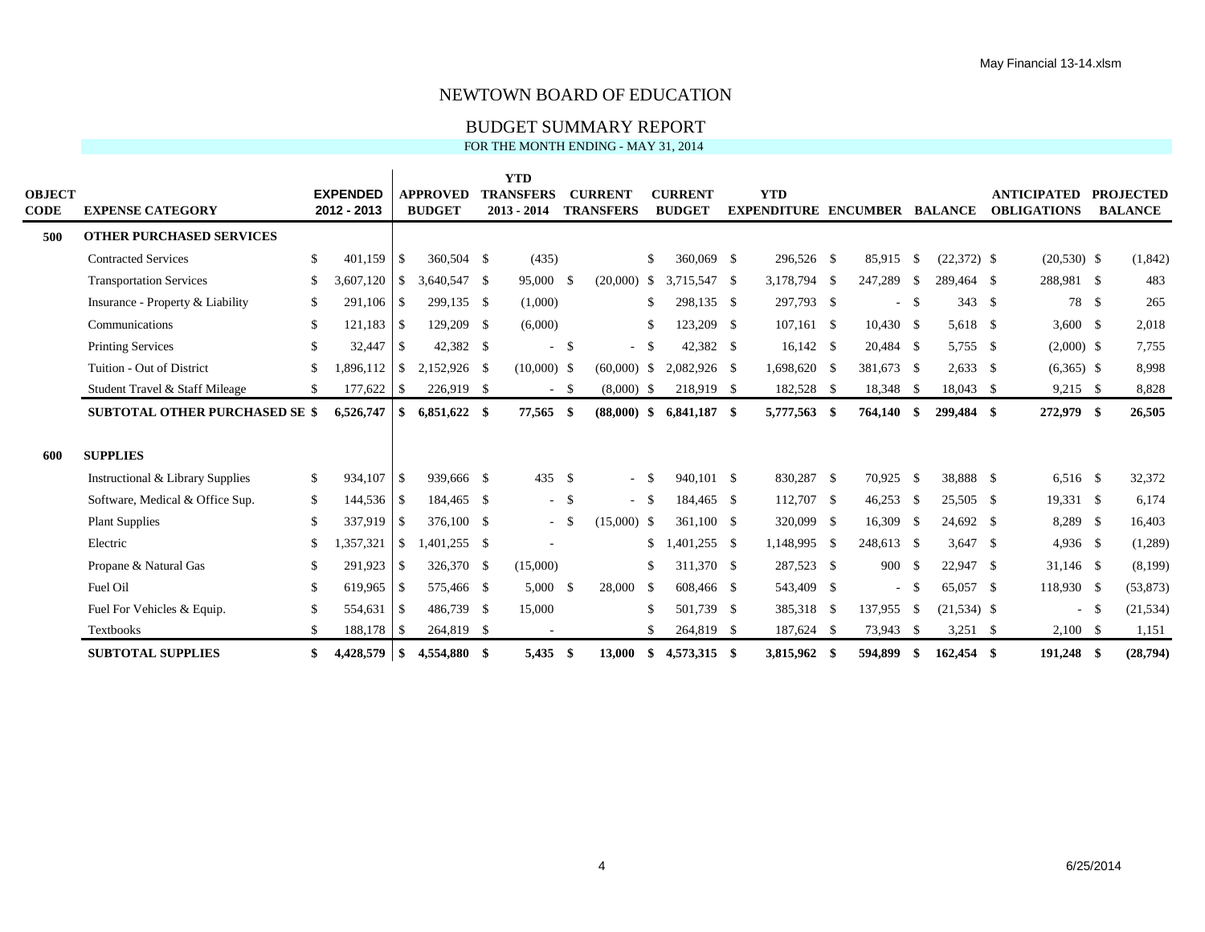# NEWTOWN BOARD OF EDUCATION

## BUDGET SUMMARY REPORT

FOR THE MONTH ENDING - MAY 31, 2014

| OBJECT CODE | EXPENSE CATEGORY | EXPENDED 2012 - 2013 | APPROVED BUDGET | YTD TRANSFERS 2013 - 2014 | CURRENT TRANSFERS | CURRENT BUDGET | YTD EXPENDITURE | ENCUMBER | BALANCE | ANTICIPATED OBLIGATIONS | PROJECTED BALANCE |
|---|---|---|---|---|---|---|---|---|---|---|---|
| **500** | **OTHER PURCHASED SERVICES** | | | | | | | | | | |
| | Contracted Services | $ 401,159 | $ 360,504 | $ (435) | | $ 360,069 | $ 296,526 | $ 85,915 | $ (22,372) | $ (20,530) | $ (1,842) |
| | Transportation Services | $ 3,607,120 | $ 3,640,547 | $ 95,000 | $ (20,000) | $ 3,715,547 | $ 3,178,794 | $ 247,289 | $ 289,464 | $ 288,981 | $ 483 |
| | Insurance - Property & Liability | $ 291,106 | $ 299,135 | $ (1,000) | | $ 298,135 | $ 297,793 | $ - | $ 343 | $ 78 | $ 265 |
| | Communications | $ 121,183 | $ 129,209 | $ (6,000) | | $ 123,209 | $ 107,161 | $ 10,430 | $ 5,618 | $ 3,600 | $ 2,018 |
| | Printing Services | $ 32,447 | $ 42,382 | $ - | $ - | $ 42,382 | $ 16,142 | $ 20,484 | $ 5,755 | $ (2,000) | $ 7,755 |
| | Tuition - Out of District | $ 1,896,112 | $ 2,152,926 | $ (10,000) | $ (60,000) | $ 2,082,926 | $ 1,698,620 | $ 381,673 | $ 2,633 | $ (6,365) | $ 8,998 |
| | Student Travel & Staff Mileage | $ 177,622 | $ 226,919 | $ - | $ (8,000) | $ 218,919 | $ 182,528 | $ 18,348 | $ 18,043 | $ 9,215 | $ 8,828 |
| | **SUBTOTAL OTHER PURCHASED SE** | **$ 6,526,747** | **$ 6,851,622** | **$ 77,565** | **$ (88,000)** | **$ 6,841,187** | **$ 5,777,563** | **$ 764,140** | **$ 299,484** | **$ 272,979** | **$ 26,505** |
| **600** | **SUPPLIES** | | | | | | | | | | |
| | Instructional & Library Supplies | $ 934,107 | $ 939,666 | $ 435 | $ - | $ 940,101 | $ 830,287 | $ 70,925 | $ 38,888 | $ 6,516 | $ 32,372 |
| | Software, Medical & Office Sup. | $ 144,536 | $ 184,465 | $ - | $ - | $ 184,465 | $ 112,707 | $ 46,253 | $ 25,505 | $ 19,331 | $ 6,174 |
| | Plant Supplies | $ 337,919 | $ 376,100 | $ - | $ (15,000) | $ 361,100 | $ 320,099 | $ 16,309 | $ 24,692 | $ 8,289 | $ 16,403 |
| | Electric | $ 1,357,321 | $ 1,401,255 | - | | $ 1,401,255 | $ 1,148,995 | $ 248,613 | $ 3,647 | $ 4,936 | $ (1,289) |
| | Propane & Natural Gas | $ 291,923 | $ 326,370 | $ (15,000) | | $ 311,370 | $ 287,523 | $ 900 | $ 22,947 | $ 31,146 | $ (8,199) |
| | Fuel Oil | $ 619,965 | $ 575,466 | $ 5,000 | $ 28,000 | $ 608,466 | $ 543,409 | $ - | $ 65,057 | $ 118,930 | $ (53,873) |
| | Fuel For Vehicles & Equip. | $ 554,631 | $ 486,739 | $ 15,000 | | $ 501,739 | $ 385,318 | $ 137,955 | $ (21,534) | $ - | $ (21,534) |
| | Textbooks | $ 188,178 | $ 264,819 | - | | $ 264,819 | $ 187,624 | $ 73,943 | $ 3,251 | $ 2,100 | $ 1,151 |
| | **SUBTOTAL SUPPLIES** | **$ 4,428,579** | **$ 4,554,880** | **$ 5,435** | **$ 13,000** | **$ 4,573,315** | **$ 3,815,962** | **$ 594,899** | **$ 162,454** | **$ 191,248** | **$ (28,794)** |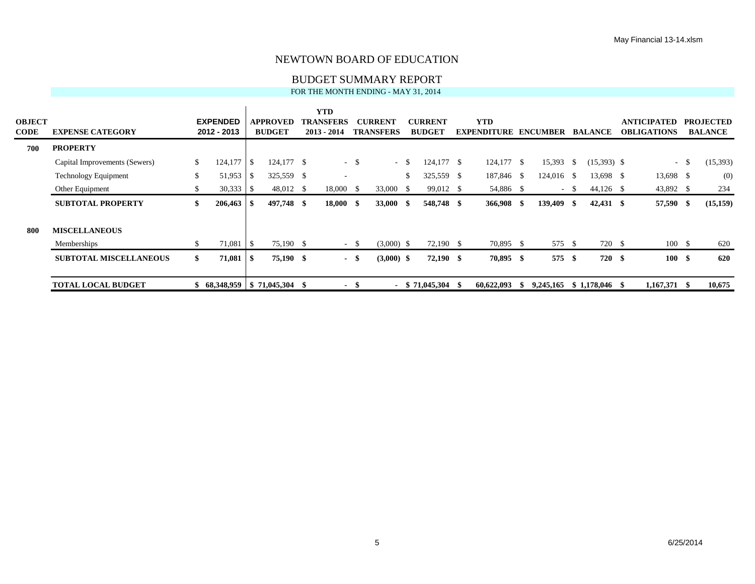# NEWTOWN BOARD OF EDUCATION

## BUDGET SUMMARY REPORT

FOR THE MONTH ENDING - MAY 31, 2014

| OBJECT CODE | EXPENSE CATEGORY | EXPENDED 2012 - 2013 | APPROVED BUDGET | YTD TRANSFERS 2013 - 2014 | CURRENT TRANSFERS | CURRENT BUDGET | YTD EXPENDITURE | ENCUMBER | BALANCE | ANTICIPATED OBLIGATIONS | PROJECTED BALANCE |
|---|---|---|---|---|---|---|---|---|---|---|---|
| **700** | **PROPERTY** | | | | | | | | | | |
| | Capital Improvements (Sewers) | $ 124,177 | $ 124,177 | $ - | $ - | $ 124,177 | $ 124,177 | $ 15,393 | $ (15,393) | $ - | $ (15,393) |
| | Technology Equipment | $ 51,953 | $ 325,559 | $ - | | $ 325,559 | $ 187,846 | $ 124,016 | $ 13,698 | $ 13,698 | $ (0) |
| | Other Equipment | $ 30,333 | $ 48,012 | $ 18,000 | $ 33,000 | $ 99,012 | $ 54,886 | $ - | $ 44,126 | $ 43,892 | $ 234 |
| | **SUBTOTAL PROPERTY** | **$ 206,463** | **$ 497,748** | **$ 18,000** | **$ 33,000** | **$ 548,748** | **$ 366,908** | **$ 139,409** | **$ 42,431** | **$ 57,590** | **$ (15,159)** |
| **800** | **MISCELLANEOUS** | | | | | | | | | | |
| | Memberships | $ 71,081 | $ 75,190 | $ - | $ (3,000) | $ 72,190 | $ 70,895 | $ 575 | $ 720 | $ 100 | $ 620 |
| | **SUBTOTAL MISCELLANEOUS** | **$ 71,081** | **$ 75,190** | **$ -** | **$ (3,000)** | **$ 72,190** | **$ 70,895** | **$ 575** | **$ 720** | **$ 100** | **$ 620** |
| | **TOTAL LOCAL BUDGET** | **$ 68,348,959** | **$ 71,045,304** | **$ -** | **$ -** | **$ 71,045,304** | **$ 60,622,093** | **$ 9,245,165** | **$ 1,178,046** | **$ 1,167,371** | **$ 10,675** |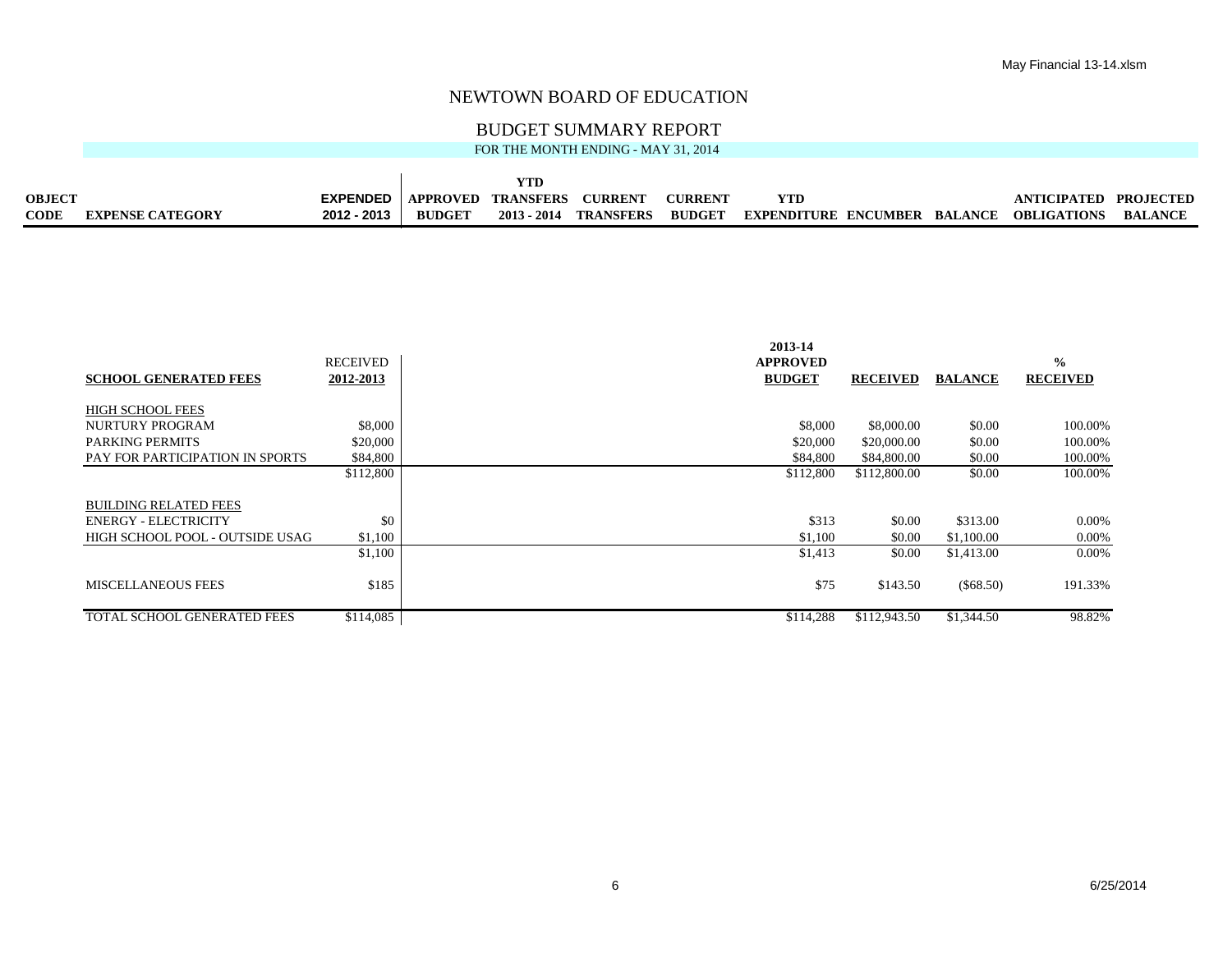# NEWTOWN BOARD OF EDUCATION

## BUDGET SUMMARY REPORT

FOR THE MONTH ENDING - MAY 31, 2014

| OBJECT CODE | EXPENSE CATEGORY | EXPENDED 2012 - 2013 | APPROVED BUDGET | YTD TRANSFERS 2013 - 2014 | CURRENT TRANSFERS | CURRENT BUDGET | YTD EXPENDITURE | ENCUMBER | BALANCE | ANTICIPATED OBLIGATIONS | PROJECTED BALANCE |
|---|---|---|---|---|---|---|---|---|---|---|---|

| SCHOOL GENERATED FEES | RECEIVED 2012-2013 | 2013-14 APPROVED BUDGET | RECEIVED | BALANCE | % RECEIVED |
|---|---|---|---|---|---|
| HIGH SCHOOL FEES | | | | | |
| NURTURY PROGRAM | $8,000 | $8,000 | $8,000.00 | $0.00 | 100.00% |
| PARKING PERMITS | $20,000 | $20,000 | $20,000.00 | $0.00 | 100.00% |
| PAY FOR PARTICIPATION IN SPORTS | $84,800 | $84,800 | $84,800.00 | $0.00 | 100.00% |
| | $112,800 | $112,800 | $112,800.00 | $0.00 | 100.00% |
| BUILDING RELATED FEES | | | | | |
| ENERGY - ELECTRICITY | $0 | $313 | $0.00 | $313.00 | 0.00% |
| HIGH SCHOOL POOL - OUTSIDE USAG | $1,100 | $1,100 | $0.00 | $1,100.00 | 0.00% |
| | $1,100 | $1,413 | $0.00 | $1,413.00 | 0.00% |
| MISCELLANEOUS FEES | $185 | $75 | $143.50 | ($68.50) | 191.33% |
| TOTAL SCHOOL GENERATED FEES | $114,085 | $114,288 | $112,943.50 | $1,344.50 | 98.82% |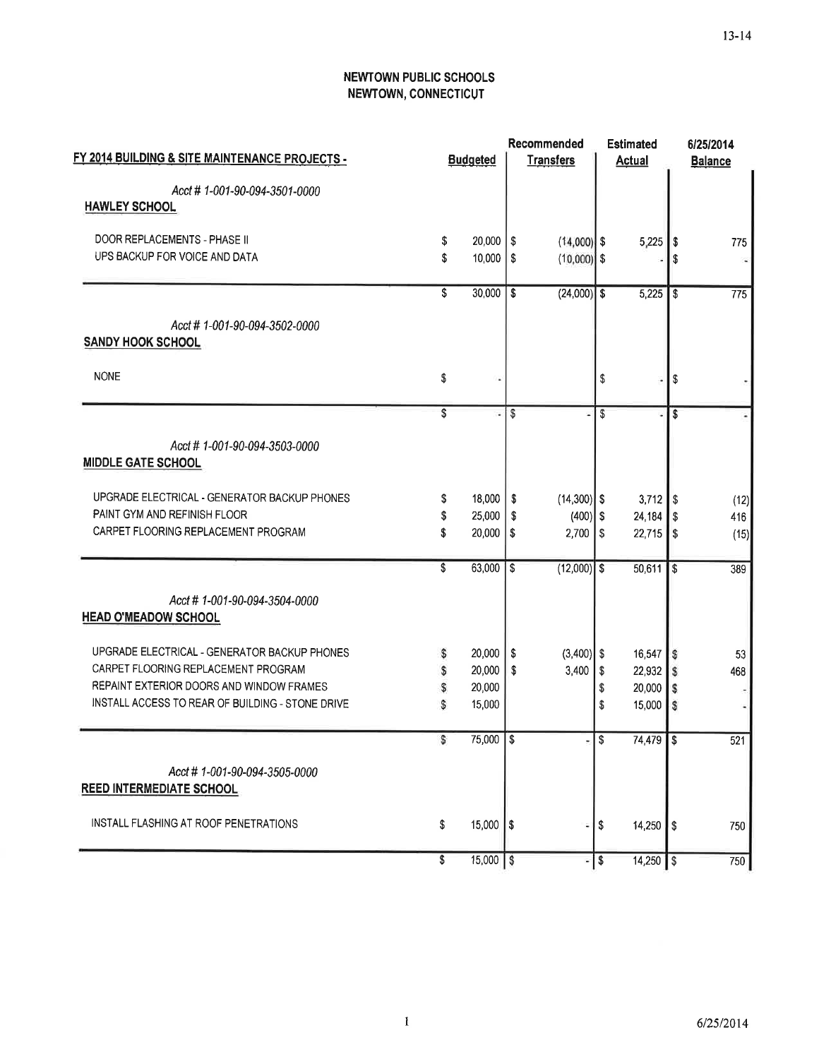**NEWTOWN PUBLIC SCHOOLS**
**NEWTOWN, CONNECTICUT**

| FY 2014 BUILDING & SITE MAINTENANCE PROJECTS - | Budgeted | Recommended Transfers | Estimated Actual | 6/25/2014 Balance |
|---|---|---|---|---|
| *Acct # 1-001-90-094-3501-0000* | | | | |
| **HAWLEY SCHOOL** | | | | |
| DOOR REPLACEMENTS - PHASE II | $ 20,000 | $ (14,000) | $ 5,225 | $ 775 |
| UPS BACKUP FOR VOICE AND DATA | $ 10,000 | $ (10,000) | $ - | $ - |
| | $ 30,000 | $ (24,000) | $ 5,225 | $ 775 |
| *Acct # 1-001-90-094-3502-0000* | | | | |
| **SANDY HOOK SCHOOL** | | | | |
| NONE | $ - | | $ - | $ - |
| | $ - | $ - | $ - | $ - |
| *Acct # 1-001-90-094-3503-0000* | | | | |
| **MIDDLE GATE SCHOOL** | | | | |
| UPGRADE ELECTRICAL - GENERATOR BACKUP PHONES | $ 18,000 | $ (14,300) | $ 3,712 | $ (12) |
| PAINT GYM AND REFINISH FLOOR | $ 25,000 | $ (400) | $ 24,184 | $ 416 |
| CARPET FLOORING REPLACEMENT PROGRAM | $ 20,000 | $ 2,700 | $ 22,715 | $ (15) |
| | $ 63,000 | $ (12,000) | $ 50,611 | $ 389 |
| *Acct # 1-001-90-094-3504-0000* | | | | |
| **HEAD O'MEADOW SCHOOL** | | | | |
| UPGRADE ELECTRICAL - GENERATOR BACKUP PHONES | $ 20,000 | $ (3,400) | $ 16,547 | $ 53 |
| CARPET FLOORING REPLACEMENT PROGRAM | $ 20,000 | $ 3,400 | $ 22,932 | $ 468 |
| REPAINT EXTERIOR DOORS AND WINDOW FRAMES | $ 20,000 | | $ 20,000 | $ - |
| INSTALL ACCESS TO REAR OF BUILDING - STONE DRIVE | $ 15,000 | | $ 15,000 | $ - |
| | $ 75,000 | $ - | $ 74,479 | $ 521 |
| *Acct # 1-001-90-094-3505-0000* | | | | |
| **REED INTERMEDIATE SCHOOL** | | | | |
| INSTALL FLASHING AT ROOF PENETRATIONS | $ 15,000 | $ - | $ 14,250 | $ 750 |
| | $ 15,000 | $ - | $ 14,250 | $ 750 |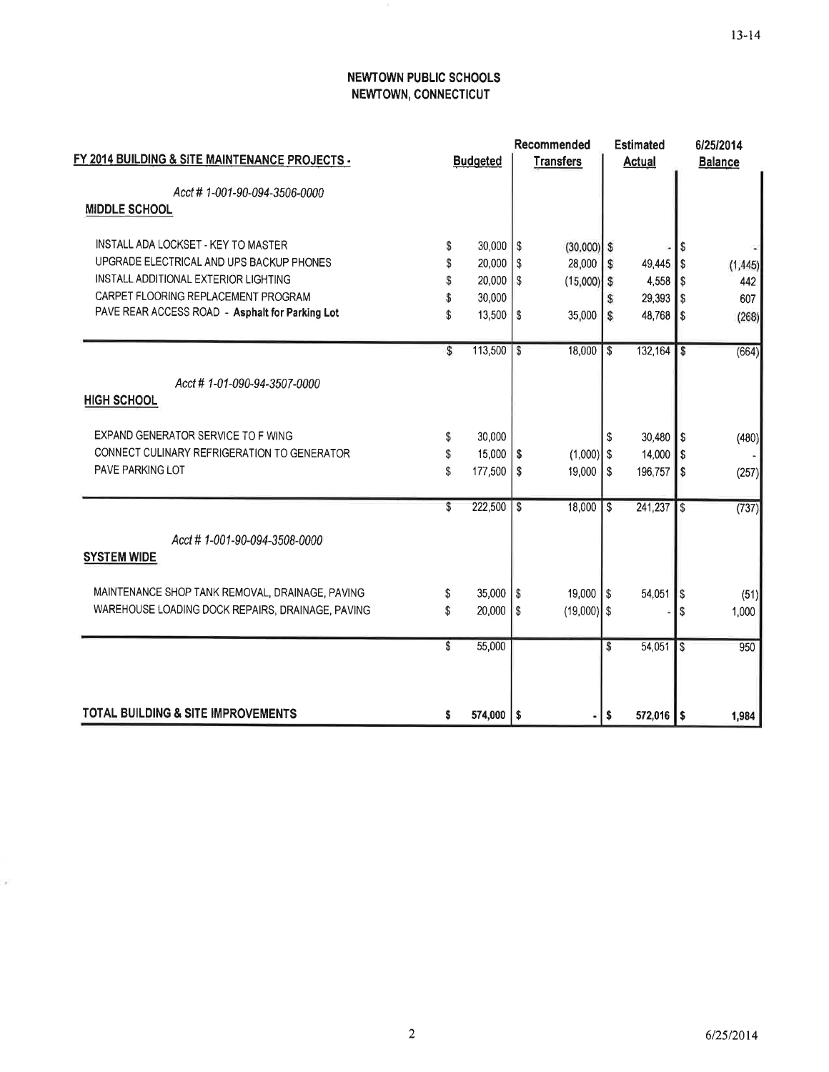# NEWTOWN PUBLIC SCHOOLS
## NEWTOWN, CONNECTICUT

| FY 2014 BUILDING & SITE MAINTENANCE PROJECTS - | Budgeted | Recommended Transfers | Estimated Actual | 6/25/2014 Balance |
|---|---|---|---|---|
| *Acct # 1-001-90-094-3506-0000* | | | | |
| **MIDDLE SCHOOL** | | | | |
| INSTALL ADA LOCKSET - KEY TO MASTER | $ 30,000 | $ (30,000) | $ - | $ - |
| UPGRADE ELECTRICAL AND UPS BACKUP PHONES | $ 20,000 | $ 28,000 | $ 49,445 | $ (1,445) |
| INSTALL ADDITIONAL EXTERIOR LIGHTING | $ 20,000 | $ (15,000) | $ 4,558 | $ 442 |
| CARPET FLOORING REPLACEMENT PROGRAM | $ 30,000 | | $ 29,393 | $ 607 |
| PAVE REAR ACCESS ROAD - **Asphalt for Parking Lot** | $ 13,500 | $ 35,000 | $ 48,768 | $ (268) |
| | $ 113,500 | $ 18,000 | $ 132,164 | $ (664) |
| *Acct # 1-01-090-94-3507-0000* | | | | |
| **HIGH SCHOOL** | | | | |
| EXPAND GENERATOR SERVICE TO F WING | $ 30,000 | | $ 30,480 | $ (480) |
| CONNECT CULINARY REFRIGERATION TO GENERATOR | $ 15,000 | $ (1,000) | $ 14,000 | $ - |
| PAVE PARKING LOT | $ 177,500 | $ 19,000 | $ 196,757 | $ (257) |
| | $ 222,500 | $ 18,000 | $ 241,237 | $ (737) |
| *Acct # 1-001-90-094-3508-0000* | | | | |
| **SYSTEM WIDE** | | | | |
| MAINTENANCE SHOP TANK REMOVAL, DRAINAGE, PAVING | $ 35,000 | $ 19,000 | $ 54,051 | $ (51) |
| WAREHOUSE LOADING DOCK REPAIRS, DRAINAGE, PAVING | $ 20,000 | $ (19,000) | $ - | $ 1,000 |
| | $ 55,000 | | $ 54,051 | $ 950 |
| **TOTAL BUILDING & SITE IMPROVEMENTS** | **$ 574,000** | **$ -** | **$ 572,016** | **$ 1,984** |